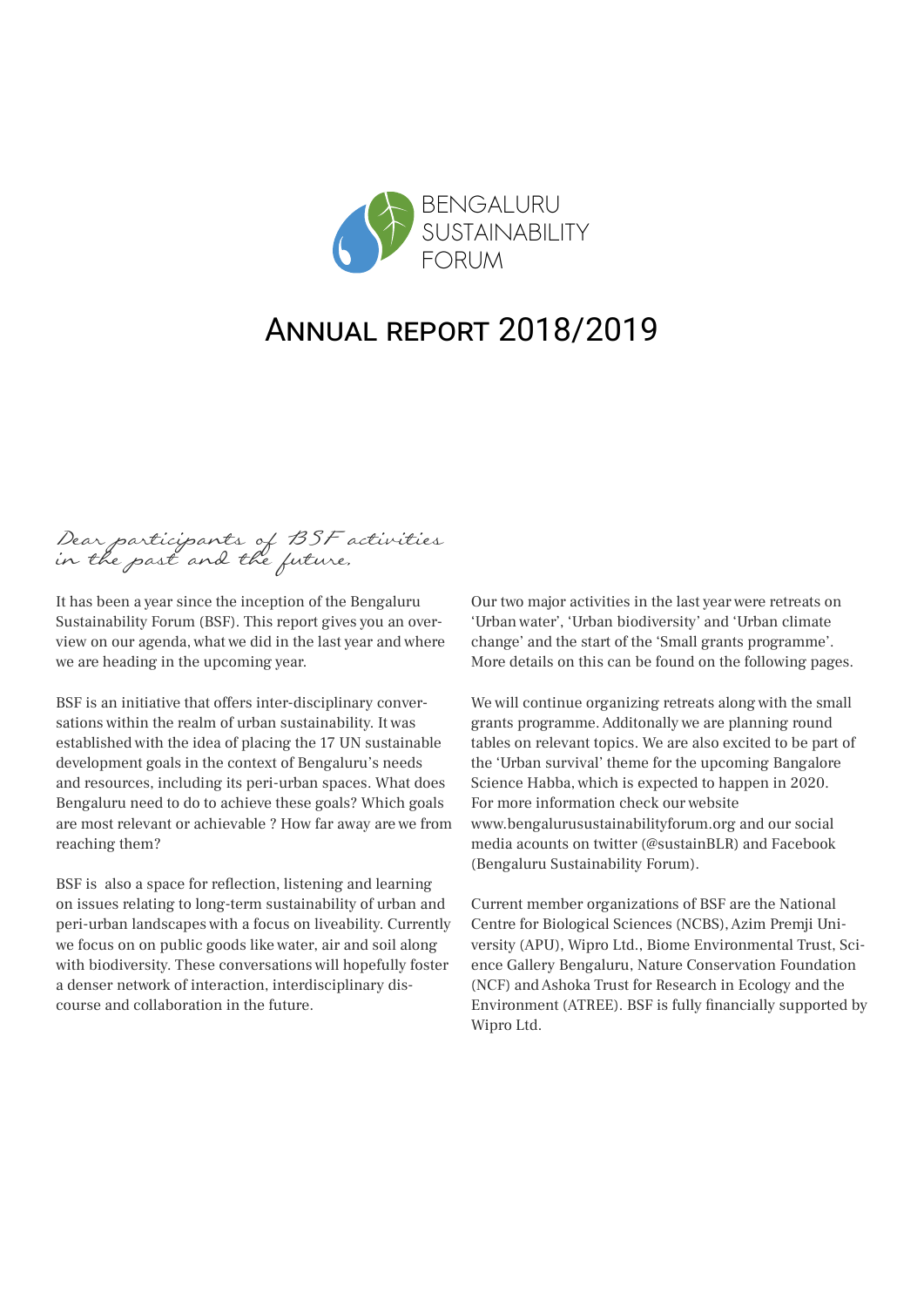BENGALURU
SUSTAINABILITY
FORUM

# Annual report 2018/2019

*Dear participants of BSF activities in the past and the future,*

It has been a year since the inception of the Bengaluru Sustainability Forum (BSF). This report gives you an overview on our agenda, what we did in the last year and where we are heading in the upcoming year.

BSF is an initiative that offers inter-disciplinary conversations within the realm of urban sustainability. It was established with the idea of placing the 17 UN sustainable development goals in the context of Bengaluru's needs and resources, including its peri-urban spaces. What does Bengaluru need to do to achieve these goals? Which goals are most relevant or achievable ? How far away are we from reaching them?

BSF is also a space for reflection, listening and learning on issues relating to long-term sustainability of urban and peri-urban landscapes with a focus on liveability. Currently we focus on on public goods like water, air and soil along with biodiversity. These conversations will hopefully foster a denser network of interaction, interdisciplinary discourse and collaboration in the future.

Our two major activities in the last year were retreats on 'Urban water', 'Urban biodiversity' and 'Urban climate change' and the start of the 'Small grants programme'. More details on this can be found on the following pages.

We will continue organizing retreats along with the small grants programme. Additonally we are planning round tables on relevant topics. We are also excited to be part of the 'Urban survival' theme for the upcoming Bangalore Science Habba, which is expected to happen in 2020. For more information check our website www.bengalurusustainabilityforum.org and our social media acounts on twitter (@sustainBLR) and Facebook (Bengaluru Sustainability Forum).

Current member organizations of BSF are the National Centre for Biological Sciences (NCBS), Azim Premji University (APU), Wipro Ltd., Biome Environmental Trust, Science Gallery Bengaluru, Nature Conservation Foundation (NCF) and Ashoka Trust for Research in Ecology and the Environment (ATREE). BSF is fully financially supported by Wipro Ltd.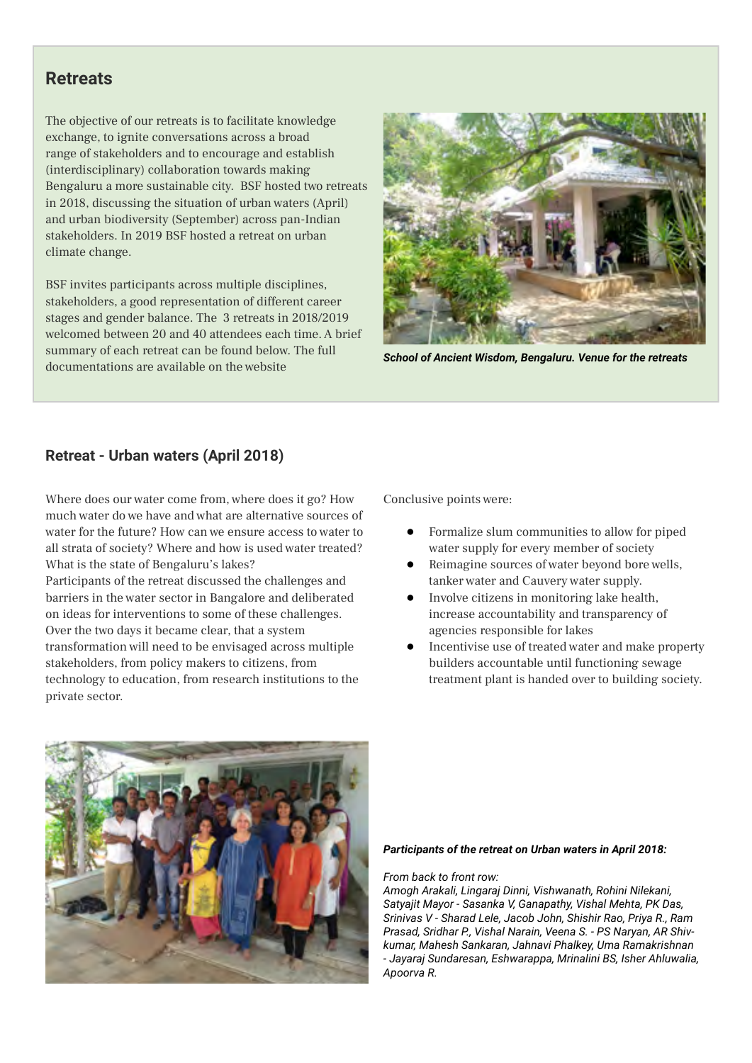## Retreats

The objective of our retreats is to facilitate knowledge exchange, to ignite conversations across a broad range of stakeholders and to encourage and establish (interdisciplinary) collaboration towards making Bengaluru a more sustainable city. BSF hosted two retreats in 2018, discussing the situation of urban waters (April) and urban biodiversity (September) across pan-Indian stakeholders. In 2019 BSF hosted a retreat on urban climate change.

BSF invites participants across multiple disciplines, stakeholders, a good representation of different career stages and gender balance. The 3 retreats in 2018/2019 welcomed between 20 and 40 attendees each time. A brief summary of each retreat can be found below. The full documentations are available on the website

***School of Ancient Wisdom, Bengaluru. Venue for the retreats***

### Retreat - Urban waters (April 2018)

Where does our water come from, where does it go? How much water do we have and what are alternative sources of water for the future? How can we ensure access to water to all strata of society? Where and how is used water treated? What is the state of Bengaluru's lakes?
Participants of the retreat discussed the challenges and barriers in the water sector in Bangalore and deliberated on ideas for interventions to some of these challenges. Over the two days it became clear, that a system transformation will need to be envisaged across multiple stakeholders, from policy makers to citizens, from technology to education, from research institutions to the private sector.

Conclusive points were:

- Formalize slum communities to allow for piped water supply for every member of society
- Reimagine sources of water beyond bore wells, tanker water and Cauvery water supply.
- Involve citizens in monitoring lake health, increase accountability and transparency of agencies responsible for lakes
- Incentivise use of treated water and make property builders accountable until functioning sewage treatment plant is handed over to building society.

***Participants of the retreat on Urban waters in April 2018:***

*From back to front row:*
*Amogh Arakali, Lingaraj Dinni, Vishwanath, Rohini Nilekani, Satyajit Mayor - Sasanka V, Ganapathy, Vishal Mehta, PK Das, Srinivas V - Sharad Lele, Jacob John, Shishir Rao, Priya R., Ram Prasad, Sridhar P., Vishal Narain, Veena S. - PS Naryan, AR Shiv-kumar, Mahesh Sankaran, Jahnavi Phalkey, Uma Ramakrishnan - Jayaraj Sundaresan, Eshwarappa, Mrinalini BS, Isher Ahluwalia, Apoorva R.*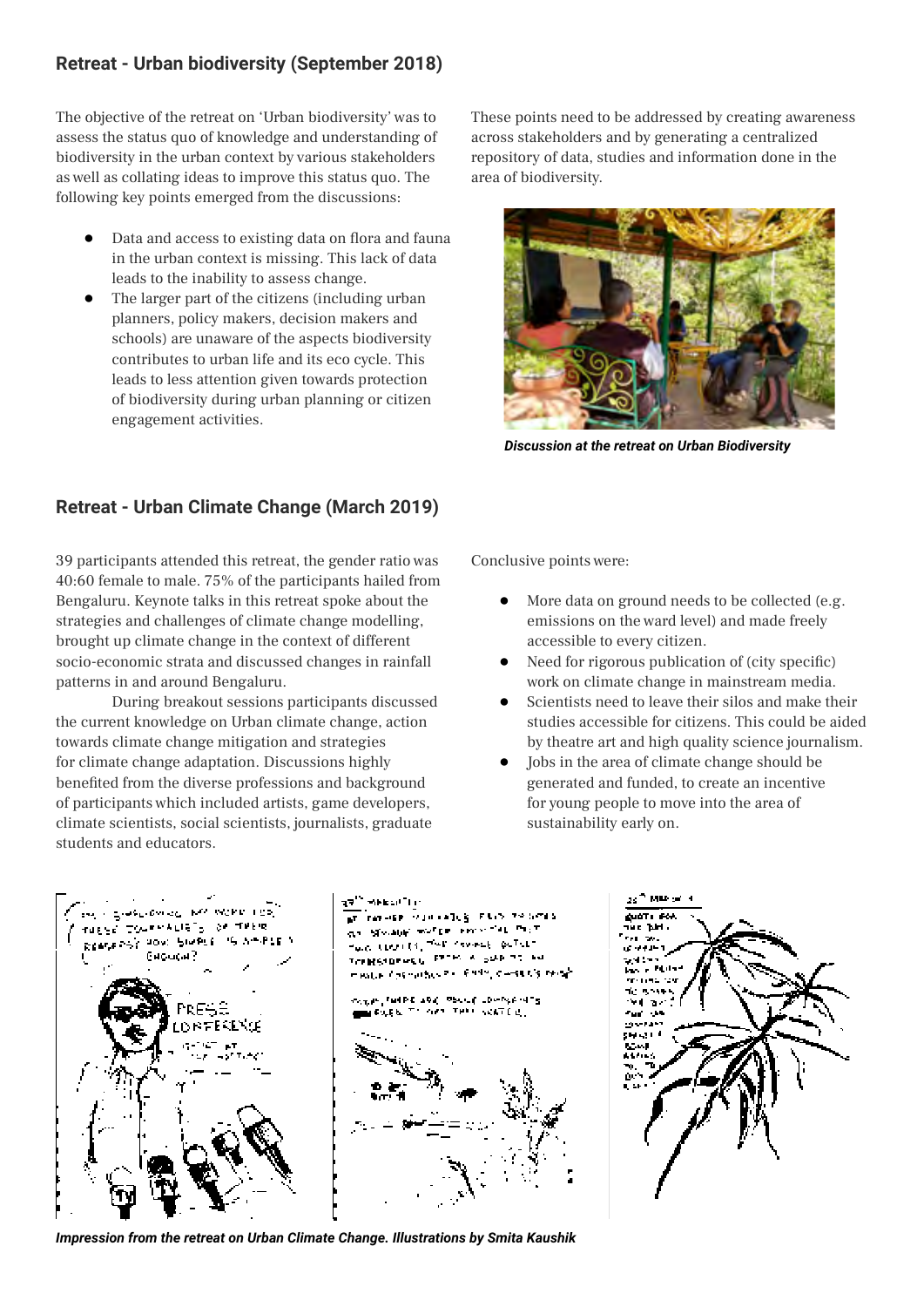## Retreat - Urban biodiversity (September 2018)

The objective of the retreat on 'Urban biodiversity' was to assess the status quo of knowledge and understanding of biodiversity in the urban context by various stakeholders as well as collating ideas to improve this status quo. The following key points emerged from the discussions:

- Data and access to existing data on flora and fauna in the urban context is missing. This lack of data leads to the inability to assess change.
- The larger part of the citizens (including urban planners, policy makers, decision makers and schools) are unaware of the aspects biodiversity contributes to urban life and its eco cycle. This leads to less attention given towards protection of biodiversity during urban planning or citizen engagement activities.

These points need to be addressed by creating awareness across stakeholders and by generating a centralized repository of data, studies and information done in the area of biodiversity.

***Discussion at the retreat on Urban Biodiversity***

## Retreat - Urban Climate Change (March 2019)

39 participants attended this retreat, the gender ratio was 40:60 female to male. 75% of the participants hailed from Bengaluru. Keynote talks in this retreat spoke about the strategies and challenges of climate change modelling, brought up climate change in the context of different socio-economic strata and discussed changes in rainfall patterns in and around Bengaluru.

During breakout sessions participants discussed the current knowledge on Urban climate change, action towards climate change mitigation and strategies for climate change adaptation. Discussions highly benefited from the diverse professions and background of participants which included artists, game developers, climate scientists, social scientists, journalists, graduate students and educators.

Conclusive points were:

- More data on ground needs to be collected (e.g. emissions on the ward level) and made freely accessible to every citizen.
- Need for rigorous publication of (city specific) work on climate change in mainstream media.
- Scientists need to leave their silos and make their studies accessible for citizens. This could be aided by theatre art and high quality science journalism.
- Jobs in the area of climate change should be generated and funded, to create an incentive for young people to move into the area of sustainability early on.

***Impression from the retreat on Urban Climate Change. Illustrations by Smita Kaushik***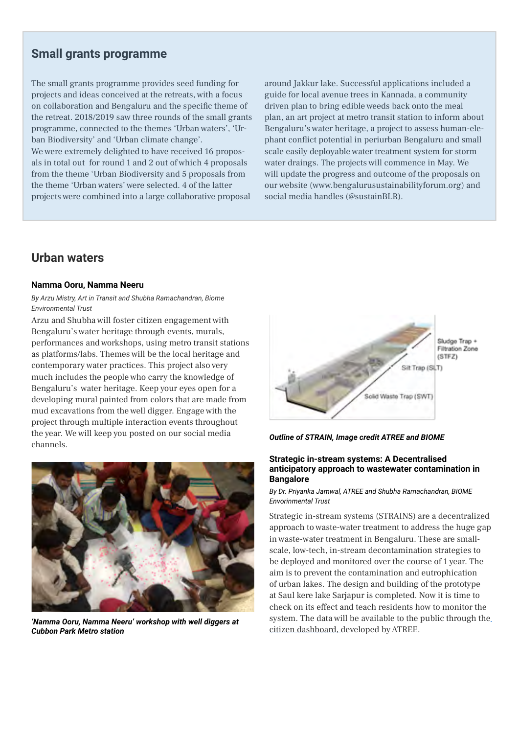## Small grants programme

The small grants programme provides seed funding for projects and ideas conceived at the retreats, with a focus on collaboration and Bengaluru and the specific theme of the retreat. 2018/2019 saw three rounds of the small grants programme, connected to the themes 'Urban waters', 'Urban Biodiversity' and 'Urban climate change'.

We were extremely delighted to have received 16 proposals in total out for round 1 and 2 out of which 4 proposals from the theme 'Urban Biodiversity and 5 proposals from the theme 'Urban waters' were selected. 4 of the latter projects were combined into a large collaborative proposal around Jakkur lake. Successful applications included a guide for local avenue trees in Kannada, a community driven plan to bring edible weeds back onto the meal plan, an art project at metro transit station to inform about Bengaluru's water heritage, a project to assess human-elephant conflict potential in periurban Bengaluru and small scale easily deployable water treatment system for storm water draings. The projects will commence in May. We will update the progress and outcome of the proposals on our website (www.bengalurusustainabilityforum.org) and social media handles (@sustainBLR).

## Urban waters

### Namma Ooru, Namma Neeru

*By Arzu Mistry, Art in Transit and Shubha Ramachandran, Biome Environmental Trust*

Arzu and Shubha will foster citizen engagement with Bengaluru's water heritage through events, murals, performances and workshops, using metro transit stations as platforms/labs. Themes will be the local heritage and contemporary water practices. This project also very much includes the people who carry the knowledge of Bengaluru's water heritage. Keep your eyes open for a developing mural painted from colors that are made from mud excavations from the well digger. Engage with the project through multiple interaction events throughout the year. We will keep you posted on our social media channels.

***'Namma Ooru, Namma Neeru' workshop with well diggers at Cubbon Park Metro station***

***Outline of STRAIN, Image credit ATREE and BIOME***

### Strategic in-stream systems: A Decentralised anticipatory approach to wastewater contamination in Bangalore

*By Dr. Priyanka Jamwal, ATREE and Shubha Ramachandran, BIOME Envorinmental Trust*

Strategic in-stream systems (STRAINS) are a decentralized approach to waste-water treatment to address the huge gap in waste-water treatment in Bengaluru. These are small-scale, low-tech, in-stream decontamination strategies to be deployed and monitored over the course of 1 year. The aim is to prevent the contamination and eutrophication of urban lakes. The design and building of the prototype at Saul kere lake Sarjapur is completed. Now it is time to check on its effect and teach residents how to monitor the system. The data will be available to the public through the citizen dashboard, developed by ATREE.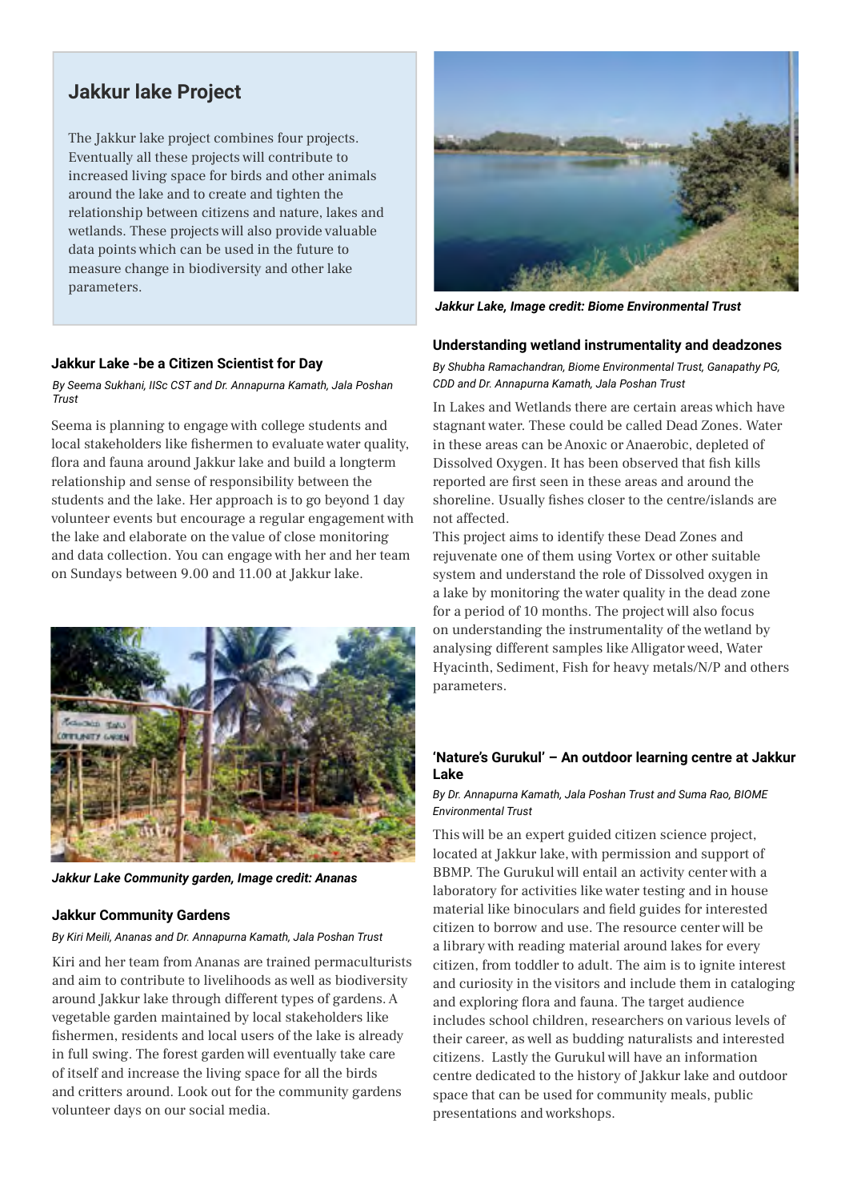## Jakkur lake Project

The Jakkur lake project combines four projects. Eventually all these projects will contribute to increased living space for birds and other animals around the lake and to create and tighten the relationship between citizens and nature, lakes and wetlands. These projects will also provide valuable data points which can be used in the future to measure change in biodiversity and other lake parameters.

*Jakkur Lake, Image credit: Biome Environmental Trust*

### Jakkur Lake -be a Citizen Scientist for Day

*By Seema Sukhani, IISc CST and Dr. Annapurna Kamath, Jala Poshan Trust*

Seema is planning to engage with college students and local stakeholders like fishermen to evaluate water quality, flora and fauna around Jakkur lake and build a longterm relationship and sense of responsibility between the students and the lake. Her approach is to go beyond 1 day volunteer events but encourage a regular engagement with the lake and elaborate on the value of close monitoring and data collection. You can engage with her and her team on Sundays between 9.00 and 11.00 at Jakkur lake.

*Jakkur Lake Community garden, Image credit: Ananas*

### Jakkur Community Gardens

*By Kiri Meili, Ananas and Dr. Annapurna Kamath, Jala Poshan Trust*

Kiri and her team from Ananas are trained permaculturists and aim to contribute to livelihoods as well as biodiversity around Jakkur lake through different types of gardens. A vegetable garden maintained by local stakeholders like fishermen, residents and local users of the lake is already in full swing. The forest garden will eventually take care of itself and increase the living space for all the birds and critters around. Look out for the community gardens volunteer days on our social media.

### Understanding wetland instrumentality and deadzones

*By Shubha Ramachandran, Biome Environmental Trust, Ganapathy PG, CDD and Dr. Annapurna Kamath, Jala Poshan Trust*

In Lakes and Wetlands there are certain areas which have stagnant water. These could be called Dead Zones. Water in these areas can be Anoxic or Anaerobic, depleted of Dissolved Oxygen. It has been observed that fish kills reported are first seen in these areas and around the shoreline. Usually fishes closer to the centre/islands are not affected.

This project aims to identify these Dead Zones and rejuvenate one of them using Vortex or other suitable system and understand the role of Dissolved oxygen in a lake by monitoring the water quality in the dead zone for a period of 10 months. The project will also focus on understanding the instrumentality of the wetland by analysing different samples like Alligator weed, Water Hyacinth, Sediment, Fish for heavy metals/N/P and others parameters.

### 'Nature's Gurukul' – An outdoor learning centre at Jakkur Lake

*By Dr. Annapurna Kamath, Jala Poshan Trust and Suma Rao, BIOME Environmental Trust*

This will be an expert guided citizen science project, located at Jakkur lake, with permission and support of BBMP. The Gurukul will entail an activity center with a laboratory for activities like water testing and in house material like binoculars and field guides for interested citizen to borrow and use. The resource center will be a library with reading material around lakes for every citizen, from toddler to adult. The aim is to ignite interest and curiosity in the visitors and include them in cataloging and exploring flora and fauna. The target audience includes school children, researchers on various levels of their career, as well as budding naturalists and interested citizens. Lastly the Gurukul will have an information centre dedicated to the history of Jakkur lake and outdoor space that can be used for community meals, public presentations and workshops.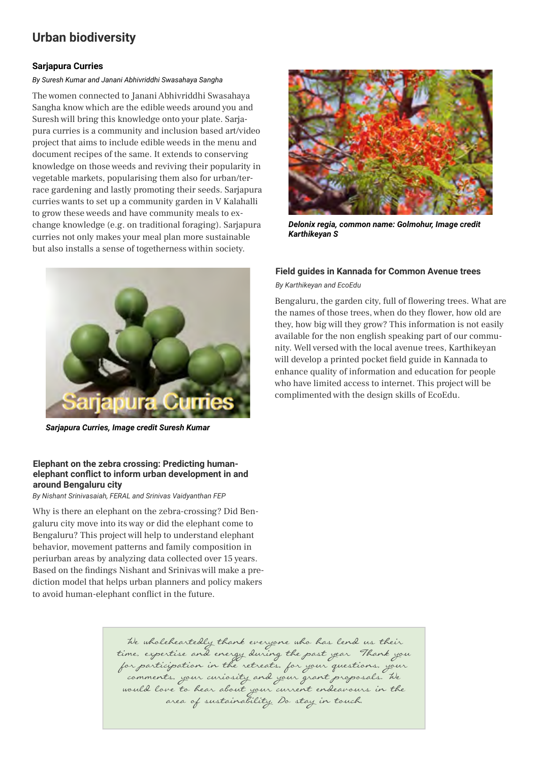# Urban biodiversity

### Sarjapura Curries

*By Suresh Kumar and Janani Abhivriddhi Swasahaya Sangha*

The women connected to Janani Abhivriddhi Swasahaya Sangha know which are the edible weeds around you and Suresh will bring this knowledge onto your plate. Sarjapura curries is a community and inclusion based art/video project that aims to include edible weeds in the menu and document recipes of the same. It extends to conserving knowledge on those weeds and reviving their popularity in vegetable markets, popularising them also for urban/terrace gardening and lastly promoting their seeds. Sarjapura curries wants to set up a community garden in V Kalahalli to grow these weeds and have community meals to exchange knowledge (e.g. on traditional foraging). Sarjapura curries not only makes your meal plan more sustainable but also installs a sense of togetherness within society.

***Sarjapura Curries, Image credit Suresh Kumar***

### Elephant on the zebra crossing: Predicting human-elephant conflict to inform urban development in and around Bengaluru city

*By Nishant Srinivasaiah, FERAL and Srinivas Vaidyanthan FEP*

Why is there an elephant on the zebra-crossing? Did Bengaluru city move into its way or did the elephant come to Bengaluru? This project will help to understand elephant behavior, movement patterns and family composition in periurban areas by analyzing data collected over 15 years. Based on the findings Nishant and Srinivas will make a prediction model that helps urban planners and policy makers to avoid human-elephant conflict in the future.

***Delonix regia, common name: Golmohur, Image credit Karthikeyan S***

### Field guides in Kannada for Common Avenue trees

*By Karthikeyan and EcoEdu*

Bengaluru, the garden city, full of flowering trees. What are the names of those trees, when do they flower, how old are they, how big will they grow? This information is not easily available for the non english speaking part of our community. Well versed with the local avenue trees, Karthikeyan will develop a printed pocket field guide in Kannada to enhance quality of information and education for people who have limited access to internet. This project will be complimented with the design skills of EcoEdu.

*We wholeheartedly thank everyone who has lend us their time, expertise and energy during the past year. Thank you for participation in the retreats, for your questions, your comments, your curiosity and your grant proposals. We would love to hear about your current endeavours in the area of sustainability. Do stay in touch.*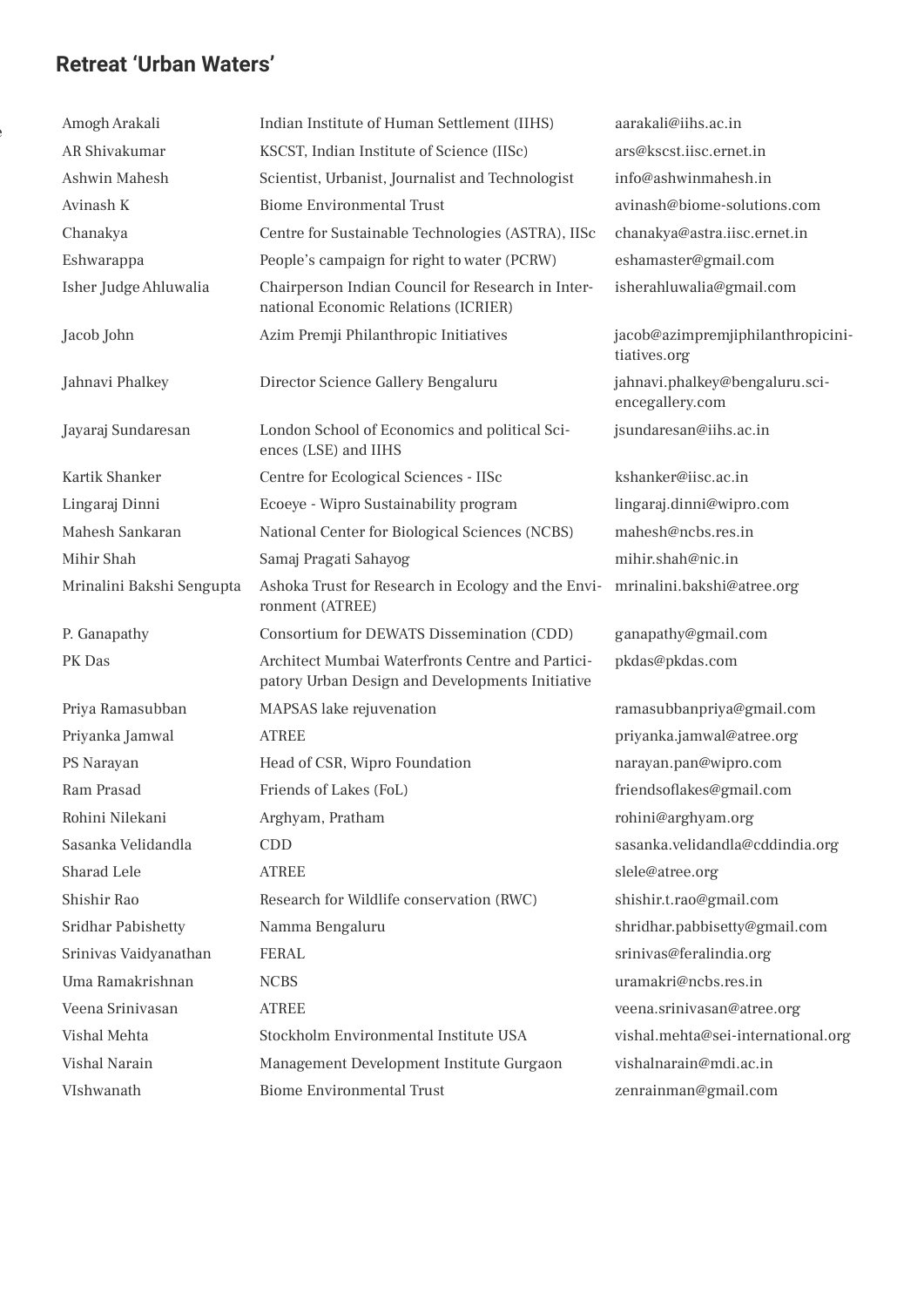## Retreat 'Urban Waters'

| | | |
|---|---|---|
| Amogh Arakali | Indian Institute of Human Settlement (IIHS) | aarakali@iihs.ac.in |
| AR Shivakumar | KSCST, Indian Institute of Science (IISc) | ars@kscst.iisc.ernet.in |
| Ashwin Mahesh | Scientist, Urbanist, Journalist and Technologist | info@ashwinmahesh.in |
| Avinash K | Biome Environmental Trust | avinash@biome-solutions.com |
| Chanakya | Centre for Sustainable Technologies (ASTRA), IISc | chanakya@astra.iisc.ernet.in |
| Eshwarappa | People's campaign for right to water (PCRW) | eshamaster@gmail.com |
| Isher Judge Ahluwalia | Chairperson Indian Council for Research in International Economic Relations (ICRIER) | isherahluwalia@gmail.com |
| Jacob John | Azim Premji Philanthropic Initiatives | jacob@azimpremjiphilanthropicinitiatives.org |
| Jahnavi Phalkey | Director Science Gallery Bengaluru | jahnavi.phalkey@bengaluru.sciencegallery.com |
| Jayaraj Sundaresan | London School of Economics and political Sciences (LSE) and IIHS | jsundaresan@iihs.ac.in |
| Kartik Shanker | Centre for Ecological Sciences - IISc | kshanker@iisc.ac.in |
| Lingaraj Dinni | Ecoeye - Wipro Sustainability program | lingaraj.dinni@wipro.com |
| Mahesh Sankaran | National Center for Biological Sciences (NCBS) | mahesh@ncbs.res.in |
| Mihir Shah | Samaj Pragati Sahayog | mihir.shah@nic.in |
| Mrinalini Bakshi Sengupta | Ashoka Trust for Research in Ecology and the Environment (ATREE) | mrinalini.bakshi@atree.org |
| P. Ganapathy | Consortium for DEWATS Dissemination (CDD) | ganapathy@gmail.com |
| PK Das | Architect Mumbai Waterfronts Centre and Participatory Urban Design and Developments Initiative | pkdas@pkdas.com |
| Priya Ramasubban | MAPSAS lake rejuvenation | ramasubbanpriya@gmail.com |
| Priyanka Jamwal | ATREE | priyanka.jamwal@atree.org |
| PS Narayan | Head of CSR, Wipro Foundation | narayan.pan@wipro.com |
| Ram Prasad | Friends of Lakes (FoL) | friendsoflakes@gmail.com |
| Rohini Nilekani | Arghyam, Pratham | rohini@arghyam.org |
| Sasanka Velidandla | CDD | sasanka.velidandla@cddindia.org |
| Sharad Lele | ATREE | slele@atree.org |
| Shishir Rao | Research for Wildlife conservation (RWC) | shishir.t.rao@gmail.com |
| Sridhar Pabishetty | Namma Bengaluru | shridhar.pabbisetty@gmail.com |
| Srinivas Vaidyanathan | FERAL | srinivas@feralindia.org |
| Uma Ramakrishnan | NCBS | uramakri@ncbs.res.in |
| Veena Srinivasan | ATREE | veena.srinivasan@atree.org |
| Vishal Mehta | Stockholm Environmental Institute USA | vishal.mehta@sei-international.org |
| Vishal Narain | Management Development Institute Gurgaon | vishalnarain@mdi.ac.in |
| VIshwanath | Biome Environmental Trust | zenrainman@gmail.com |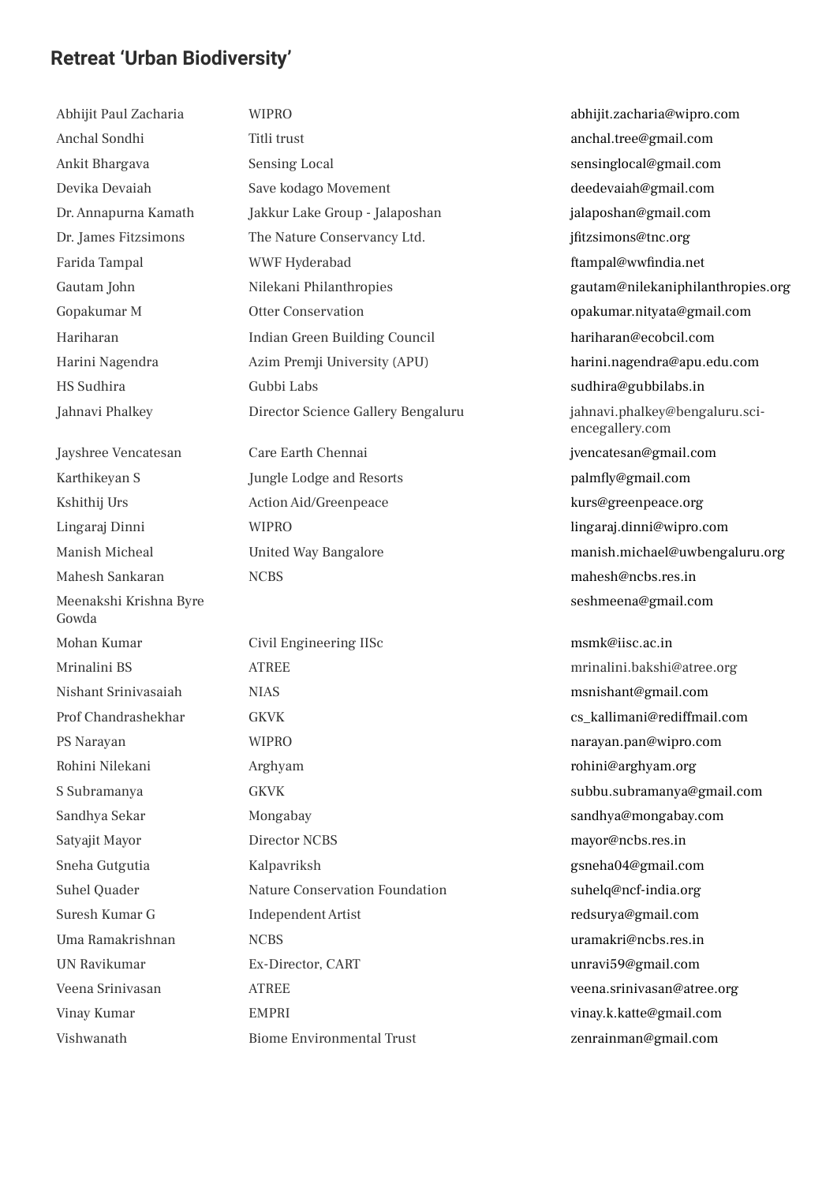## Retreat 'Urban Biodiversity'

| Name | Organisation | Email |
|---|---|---|
| Abhijit Paul Zacharia | WIPRO | abhijit.zacharia@wipro.com |
| Anchal Sondhi | Titli trust | anchal.tree@gmail.com |
| Ankit Bhargava | Sensing Local | sensinglocal@gmail.com |
| Devika Devaiah | Save kodago Movement | deedevaiah@gmail.com |
| Dr. Annapurna Kamath | Jakkur Lake Group - Jalaposhan | jalaposhan@gmail.com |
| Dr. James Fitzsimons | The Nature Conservancy Ltd. | jfitzsimons@tnc.org |
| Farida Tampal | WWF Hyderabad | ftampal@wwfindia.net |
| Gautam John | Nilekani Philanthropies | gautam@nilekaniphilanthropies.org |
| Gopakumar M | Otter Conservation | opakumar.nityata@gmail.com |
| Hariharan | Indian Green Building Council | hariharan@ecobcil.com |
| Harini Nagendra | Azim Premji University (APU) | harini.nagendra@apu.edu.com |
| HS Sudhira | Gubbi Labs | sudhira@gubbilabs.in |
| Jahnavi Phalkey | Director Science Gallery Bengaluru | jahnavi.phalkey@bengaluru.sci-encegallery.com |
| Jayshree Vencatesan | Care Earth Chennai | jvencatesan@gmail.com |
| Karthikeyan S | Jungle Lodge and Resorts | palmfly@gmail.com |
| Kshithij Urs | Action Aid/Greenpeace | kurs@greenpeace.org |
| Lingaraj Dinni | WIPRO | lingaraj.dinni@wipro.com |
| Manish Micheal | United Way Bangalore | manish.michael@uwbengaluru.org |
| Mahesh Sankaran | NCBS | mahesh@ncbs.res.in |
| Meenakshi Krishna Byre Gowda | | seshmeena@gmail.com |
| Mohan Kumar | Civil Engineering IISc | msmk@iisc.ac.in |
| Mrinalini BS | ATREE | mrinalini.bakshi@atree.org |
| Nishant Srinivasaiah | NIAS | msnishant@gmail.com |
| Prof Chandrashekhar | GKVK | cs_kallimani@rediffmail.com |
| PS Narayan | WIPRO | narayan.pan@wipro.com |
| Rohini Nilekani | Arghyam | rohini@arghyam.org |
| S Subramanya | GKVK | subbu.subramanya@gmail.com |
| Sandhya Sekar | Mongabay | sandhya@mongabay.com |
| Satyajit Mayor | Director NCBS | mayor@ncbs.res.in |
| Sneha Gutgutia | Kalpavriksh | gsneha04@gmail.com |
| Suhel Quader | Nature Conservation Foundation | suhelq@ncf-india.org |
| Suresh Kumar G | Independent Artist | redsurya@gmail.com |
| Uma Ramakrishnan | NCBS | uramakri@ncbs.res.in |
| UN Ravikumar | Ex-Director, CART | unravi59@gmail.com |
| Veena Srinivasan | ATREE | veena.srinivasan@atree.org |
| Vinay Kumar | EMPRI | vinay.k.katte@gmail.com |
| Vishwanath | Biome Environmental Trust | zenrainman@gmail.com |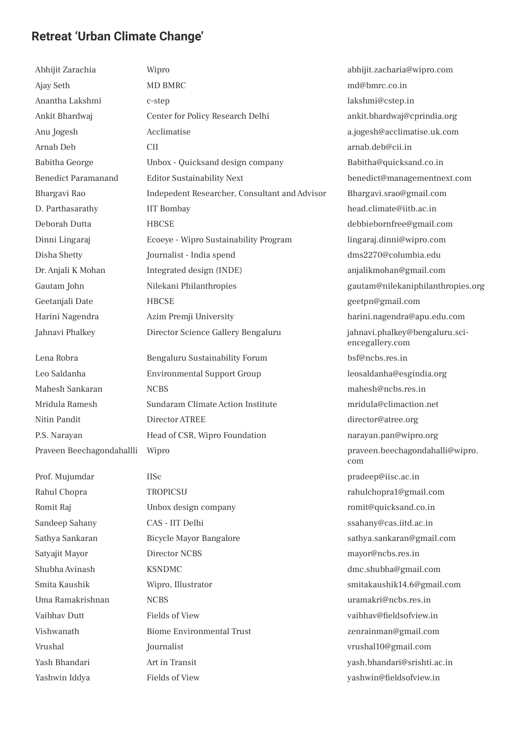## Retreat 'Urban Climate Change'

| | | |
|---|---|---|
| Abhijit Zarachia | Wipro | abhijit.zacharia@wipro.com |
| Ajay Seth | MD BMRC | md@bmrc.co.in |
| Anantha Lakshmi | c-step | lakshmi@cstep.in |
| Ankit Bhardwaj | Center for Policy Research Delhi | ankit.bhardwaj@cprindia.org |
| Anu Jogesh | Acclimatise | a.jogesh@acclimatise.uk.com |
| Arnab Deb | CII | arnab.deb@cii.in |
| Babitha George | Unbox - Quicksand design company | Babitha@quicksand.co.in |
| Benedict Paramanand | Editor Sustainability Next | benedict@managementnext.com |
| Bhargavi Rao | Indepedent Researcher, Consultant and Advisor | Bhargavi.srao@gmail.com |
| D. Parthasarathy | IIT Bombay | head.climate@iitb.ac.in |
| Deborah Dutta | HBCSE | debbiebornfree@gmail.com |
| Dinni Lingaraj | Ecoeye - Wipro Sustainability Program | lingaraj.dinni@wipro.com |
| Disha Shetty | Journalist - India spend | dms2270@columbia.edu |
| Dr. Anjali K Mohan | Integrated design (INDE) | anjalikmohan@gmail.com |
| Gautam John | Nilekani Philanthropies | gautam@nilekaniphilanthropies.org |
| Geetanjali Date | HBCSE | geetpn@gmail.com |
| Harini Nagendra | Azim Premji University | harini.nagendra@apu.edu.com |
| Jahnavi Phalkey | Director Science Gallery Bengaluru | jahnavi.phalkey@bengaluru.sciencegallery.com |
| Lena Robra | Bengaluru Sustainability Forum | bsf@ncbs.res.in |
| Leo Saldanha | Environmental Support Group | leosaldanha@esgindia.org |
| Mahesh Sankaran | NCBS | mahesh@ncbs.res.in |
| Mridula Ramesh | Sundaram Climate Action Institute | mridula@climaction.net |
| Nitin Pandit | Director ATREE | director@atree.org |
| P.S. Narayan | Head of CSR, Wipro Foundation | narayan.pan@wipro.org |
| Praveen Beechagondahallli | Wipro | praveen.beechagondahalli@wipro.com |
| Prof. Mujumdar | IISc | pradeep@iisc.ac.in |
| Rahul Chopra | TROPICSU | rahulchopra1@gmail.com |
| Romit Raj | Unbox design company | romit@quicksand.co.in |
| Sandeep Sahany | CAS - IIT Delhi | ssahany@cas.iitd.ac.in |
| Sathya Sankaran | Bicycle Mayor Bangalore | sathya.sankaran@gmail.com |
| Satyajit Mayor | Director NCBS | mayor@ncbs.res.in |
| Shubha Avinash | KSNDMC | dmc.shubha@gmail.com |
| Smita Kaushik | Wipro, Illustrator | smitakaushik14.6@gmail.com |
| Uma Ramakrishnan | NCBS | uramakri@ncbs.res.in |
| Vaibhav Dutt | Fields of View | vaibhav@fieldsofview.in |
| Vishwanath | Biome Environmental Trust | zenrainman@gmail.com |
| Vrushal | Journalist | vrushal10@gmail.com |
| Yash Bhandari | Art in Transit | yash.bhandari@srishti.ac.in |
| Yashwin Iddya | Fields of View | yashwin@fieldsofview.in |